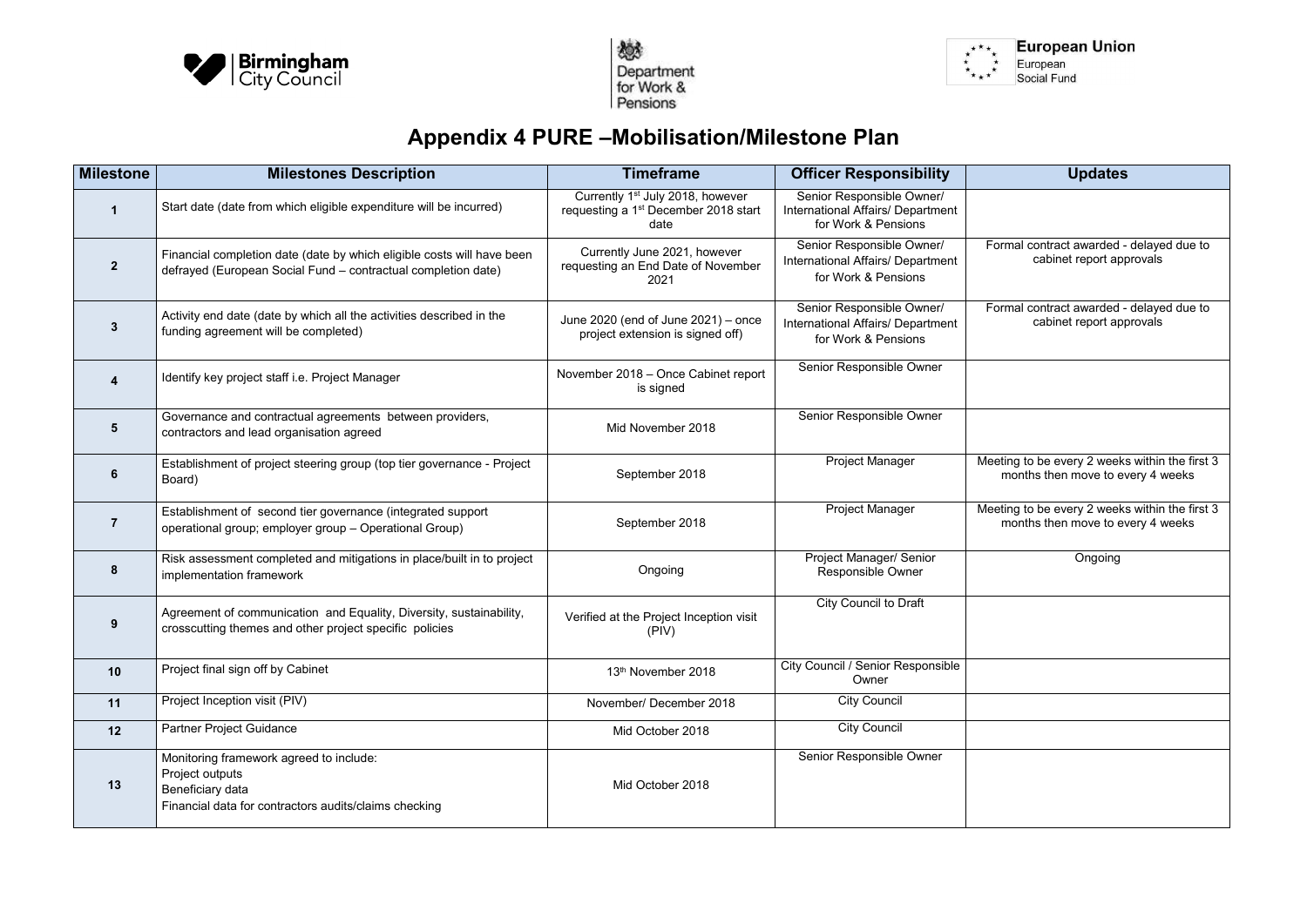# Appendix 4 PURE –Mobilisation/Milestone Plan

| Milestone | Milestones Description | Timeframe | Officer Responsibility | Updates |
|---|---|---|---|---|
| 1 | Start date (date from which eligible expenditure will be incurred) | Currently 1st July 2018, however requesting a 1st December 2018 start date | Senior Responsible Owner/ International Affairs/ Department for Work & Pensions | |
| 2 | Financial completion date (date by which eligible costs will have been defrayed (European Social Fund – contractual completion date) | Currently June 2021, however requesting an End Date of November 2021 | Senior Responsible Owner/ International Affairs/ Department for Work & Pensions | Formal contract awarded - delayed due to cabinet report approvals |
| 3 | Activity end date (date by which all the activities described in the funding agreement will be completed) | June 2020 (end of June 2021) – once project extension is signed off) | Senior Responsible Owner/ International Affairs/ Department for Work & Pensions | Formal contract awarded - delayed due to cabinet report approvals |
| 4 | Identify key project staff i.e. Project Manager | November 2018 – Once Cabinet report is signed | Senior Responsible Owner | |
| 5 | Governance and contractual agreements between providers, contractors and lead organisation agreed | Mid November 2018 | Senior Responsible Owner | |
| 6 | Establishment of project steering group (top tier governance - Project Board) | September 2018 | Project Manager | Meeting to be every 2 weeks within the first 3 months then move to every 4 weeks |
| 7 | Establishment of second tier governance (integrated support operational group; employer group – Operational Group) | September 2018 | Project Manager | Meeting to be every 2 weeks within the first 3 months then move to every 4 weeks |
| 8 | Risk assessment completed and mitigations in place/built in to project implementation framework | Ongoing | Project Manager/ Senior Responsible Owner | Ongoing |
| 9 | Agreement of communication and Equality, Diversity, sustainability, crosscutting themes and other project specific policies | Verified at the Project Inception visit (PIV) | City Council to Draft | |
| 10 | Project final sign off by Cabinet | 13th November 2018 | City Council / Senior Responsible Owner | |
| 11 | Project Inception visit (PIV) | November/ December 2018 | City Council | |
| 12 | Partner Project Guidance | Mid October 2018 | City Council | |
| 13 | Monitoring framework agreed to include:<br>Project outputs<br>Beneficiary data<br>Financial data for contractors audits/claims checking | Mid October 2018 | Senior Responsible Owner | |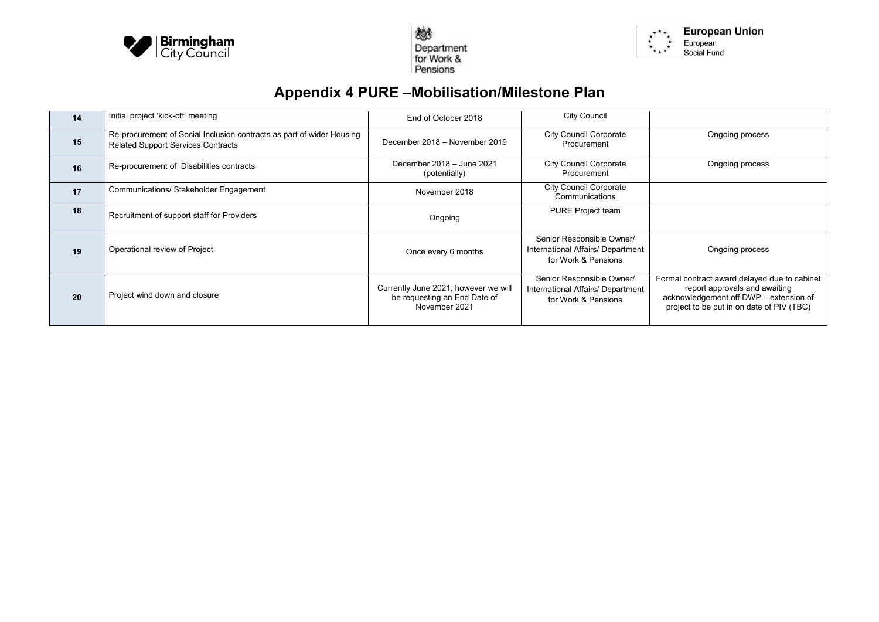# Appendix 4 PURE –Mobilisation/Milestone Plan

| | | | | |
|---|---|---|---|---|
| 14 | Initial project 'kick-off' meeting | End of October 2018 | City Council | |
| 15 | Re-procurement of Social Inclusion contracts as part of wider Housing Related Support Services Contracts | December 2018 – November 2019 | City Council Corporate Procurement | Ongoing process |
| 16 | Re-procurement of Disabilities contracts | December 2018 – June 2021 (potentially) | City Council Corporate Procurement | Ongoing process |
| 17 | Communications/ Stakeholder Engagement | November 2018 | City Council Corporate Communications | |
| 18 | Recruitment of support staff for Providers | Ongoing | PURE Project team | |
| 19 | Operational review of Project | Once every 6 months | Senior Responsible Owner/ International Affairs/ Department for Work & Pensions | Ongoing process |
| 20 | Project wind down and closure | Currently June 2021, however we will be requesting an End Date of November 2021 | Senior Responsible Owner/ International Affairs/ Department for Work & Pensions | Formal contract award delayed due to cabinet report approvals and awaiting acknowledgement off DWP – extension of project to be put in on date of PIV (TBC) |